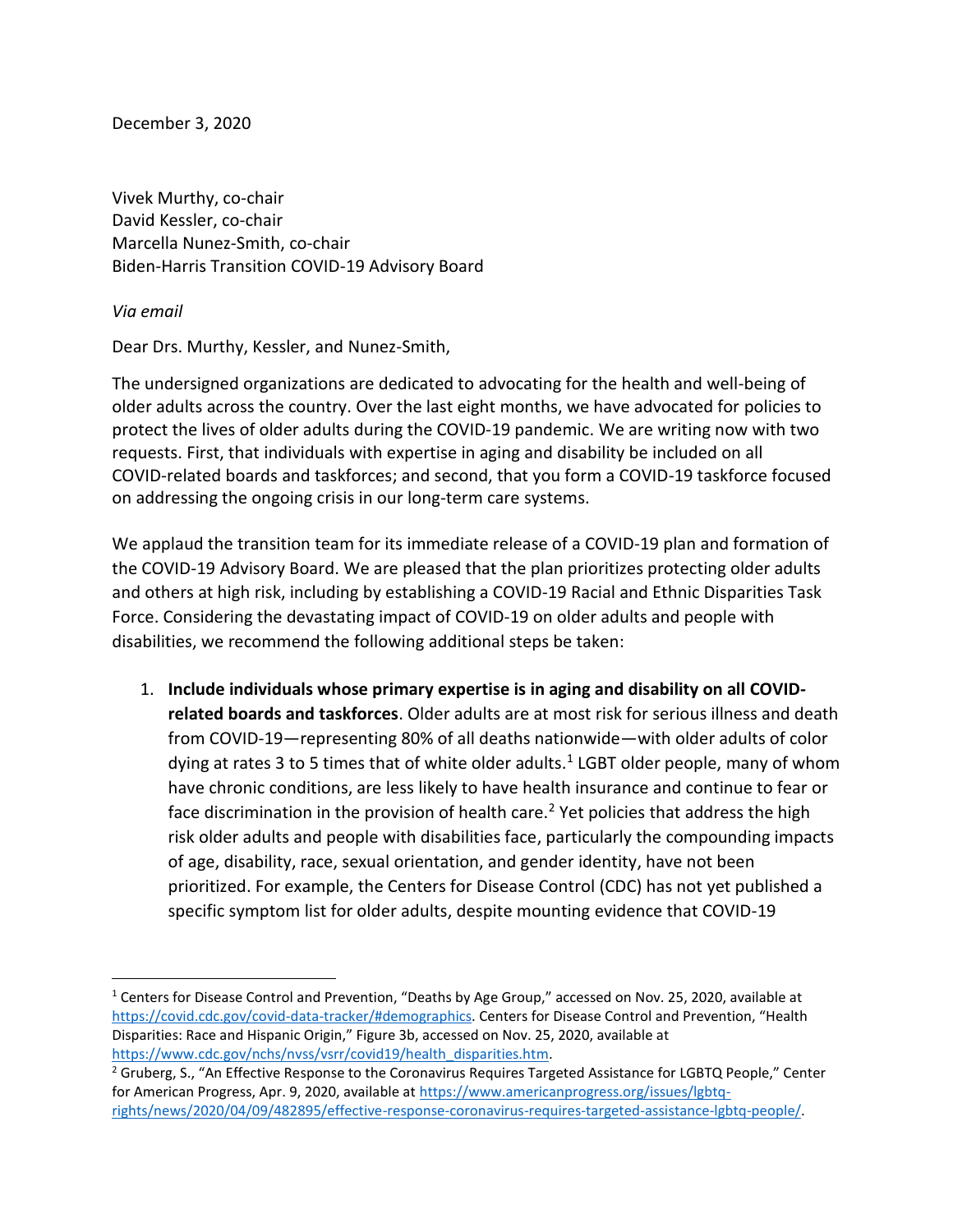December 3, 2020

Vivek Murthy, co-chair
David Kessler, co-chair
Marcella Nunez-Smith, co-chair
Biden-Harris Transition COVID-19 Advisory Board

*Via email*

Dear Drs. Murthy, Kessler, and Nunez-Smith,

The undersigned organizations are dedicated to advocating for the health and well-being of older adults across the country. Over the last eight months, we have advocated for policies to protect the lives of older adults during the COVID-19 pandemic. We are writing now with two requests. First, that individuals with expertise in aging and disability be included on all COVID-related boards and taskforces; and second, that you form a COVID-19 taskforce focused on addressing the ongoing crisis in our long-term care systems.

We applaud the transition team for its immediate release of a COVID-19 plan and formation of the COVID-19 Advisory Board. We are pleased that the plan prioritizes protecting older adults and others at high risk, including by establishing a COVID-19 Racial and Ethnic Disparities Task Force. Considering the devastating impact of COVID-19 on older adults and people with disabilities, we recommend the following additional steps be taken:

1. **Include individuals whose primary expertise is in aging and disability on all COVID-related boards and taskforces**. Older adults are at most risk for serious illness and death from COVID-19—representing 80% of all deaths nationwide—with older adults of color dying at rates 3 to 5 times that of white older adults.[1] LGBT older people, many of whom have chronic conditions, are less likely to have health insurance and continue to fear or face discrimination in the provision of health care.[2] Yet policies that address the high risk older adults and people with disabilities face, particularly the compounding impacts of age, disability, race, sexual orientation, and gender identity, have not been prioritized. For example, the Centers for Disease Control (CDC) has not yet published a specific symptom list for older adults, despite mounting evidence that COVID-19

---

[1] Centers for Disease Control and Prevention, "Deaths by Age Group," accessed on Nov. 25, 2020, available at https://covid.cdc.gov/covid-data-tracker/#demographics. Centers for Disease Control and Prevention, "Health Disparities: Race and Hispanic Origin," Figure 3b, accessed on Nov. 25, 2020, available at https://www.cdc.gov/nchs/nvss/vsrr/covid19/health_disparities.htm.

[2] Gruberg, S., "An Effective Response to the Coronavirus Requires Targeted Assistance for LGBTQ People," Center for American Progress, Apr. 9, 2020, available at https://www.americanprogress.org/issues/lgbtq-rights/news/2020/04/09/482895/effective-response-coronavirus-requires-targeted-assistance-lgbtq-people/.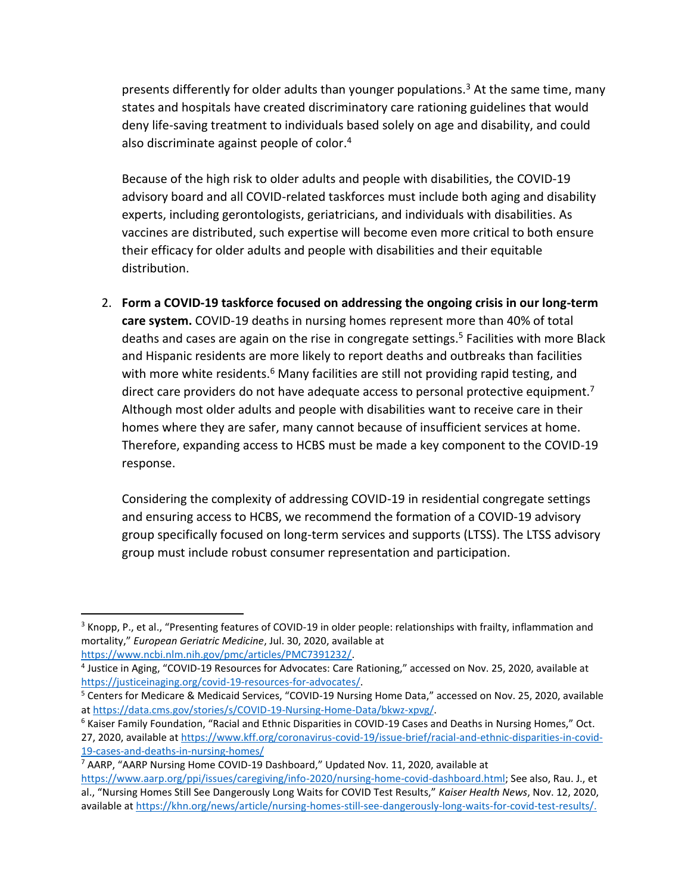presents differently for older adults than younger populations.[3] At the same time, many states and hospitals have created discriminatory care rationing guidelines that would deny life-saving treatment to individuals based solely on age and disability, and could also discriminate against people of color.[4]

Because of the high risk to older adults and people with disabilities, the COVID-19 advisory board and all COVID-related taskforces must include both aging and disability experts, including gerontologists, geriatricians, and individuals with disabilities. As vaccines are distributed, such expertise will become even more critical to both ensure their efficacy for older adults and people with disabilities and their equitable distribution.

2. **Form a COVID-19 taskforce focused on addressing the ongoing crisis in our long-term care system.** COVID-19 deaths in nursing homes represent more than 40% of total deaths and cases are again on the rise in congregate settings.[5] Facilities with more Black and Hispanic residents are more likely to report deaths and outbreaks than facilities with more white residents.[6] Many facilities are still not providing rapid testing, and direct care providers do not have adequate access to personal protective equipment.[7] Although most older adults and people with disabilities want to receive care in their homes where they are safer, many cannot because of insufficient services at home. Therefore, expanding access to HCBS must be made a key component to the COVID-19 response.

   Considering the complexity of addressing COVID-19 in residential congregate settings and ensuring access to HCBS, we recommend the formation of a COVID-19 advisory group specifically focused on long-term services and supports (LTSS). The LTSS advisory group must include robust consumer representation and participation.

---

[3] Knopp, P., et al., "Presenting features of COVID-19 in older people: relationships with frailty, inflammation and mortality," *European Geriatric Medicine*, Jul. 30, 2020, available at https://www.ncbi.nlm.nih.gov/pmc/articles/PMC7391232/.

[4] Justice in Aging, "COVID-19 Resources for Advocates: Care Rationing," accessed on Nov. 25, 2020, available at https://justiceinaging.org/covid-19-resources-for-advocates/.

[5] Centers for Medicare & Medicaid Services, "COVID-19 Nursing Home Data," accessed on Nov. 25, 2020, available at https://data.cms.gov/stories/s/COVID-19-Nursing-Home-Data/bkwz-xpvg/.

[6] Kaiser Family Foundation, "Racial and Ethnic Disparities in COVID-19 Cases and Deaths in Nursing Homes," Oct. 27, 2020, available at https://www.kff.org/coronavirus-covid-19/issue-brief/racial-and-ethnic-disparities-in-covid-19-cases-and-deaths-in-nursing-homes/

[7] AARP, "AARP Nursing Home COVID-19 Dashboard," Updated Nov. 11, 2020, available at https://www.aarp.org/ppi/issues/caregiving/info-2020/nursing-home-covid-dashboard.html; See also, Rau. J., et al., "Nursing Homes Still See Dangerously Long Waits for COVID Test Results," *Kaiser Health News*, Nov. 12, 2020, available at https://khn.org/news/article/nursing-homes-still-see-dangerously-long-waits-for-covid-test-results/.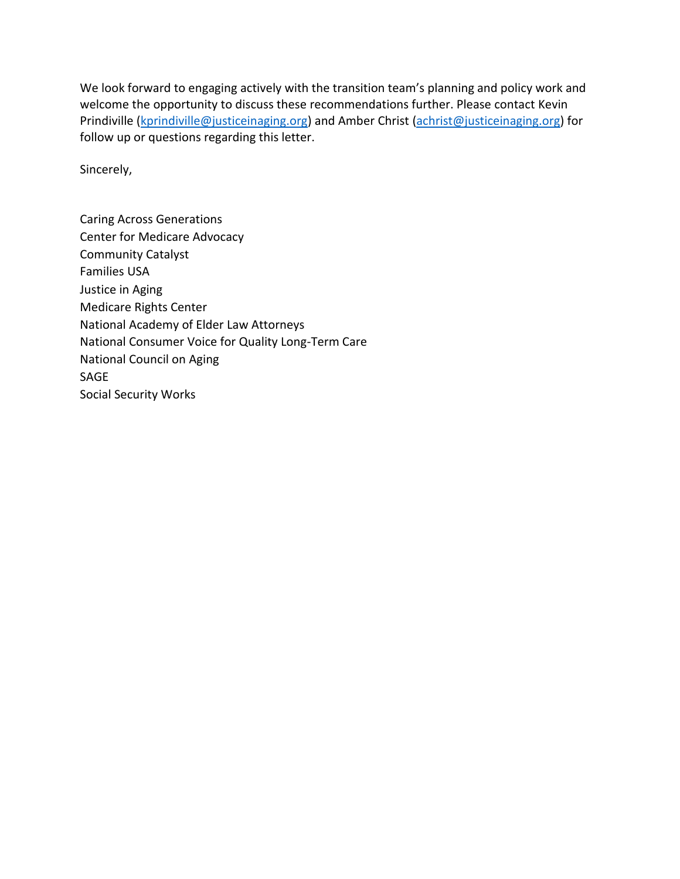We look forward to engaging actively with the transition team's planning and policy work and welcome the opportunity to discuss these recommendations further. Please contact Kevin Prindiville (kprindiville@justiceinaging.org) and Amber Christ (achrist@justiceinaging.org) for follow up or questions regarding this letter.

Sincerely,

Caring Across Generations
Center for Medicare Advocacy
Community Catalyst
Families USA
Justice in Aging
Medicare Rights Center
National Academy of Elder Law Attorneys
National Consumer Voice for Quality Long-Term Care
National Council on Aging
SAGE
Social Security Works